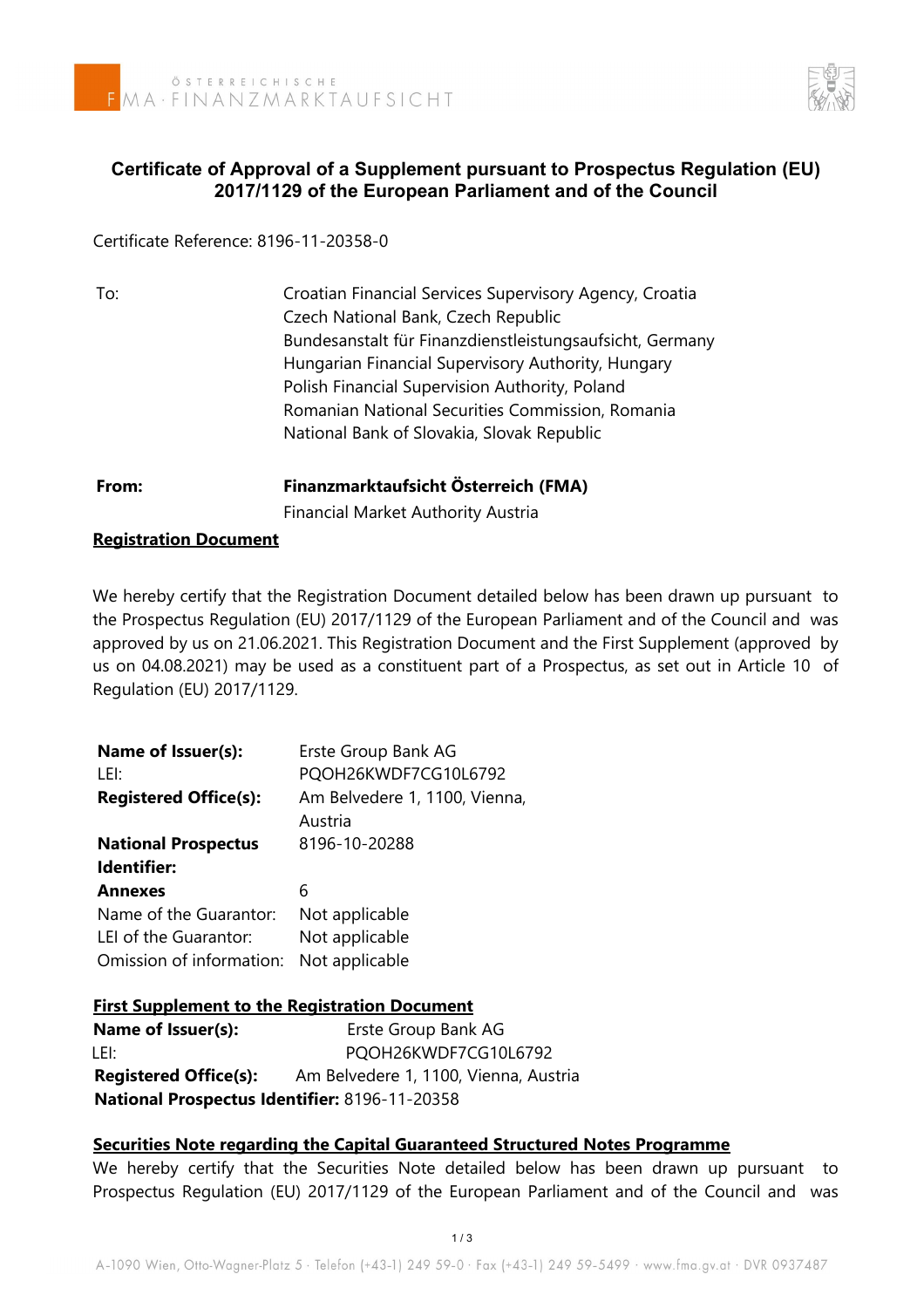ÖSTERREICHISCHE FMA · FINANZMARKTAUFSICHT

# Certificate of Approval of a Supplement pursuant to Prospectus Regulation (EU) 2017/1129 of the European Parliament and of the Council

Certificate Reference: 8196-11-20358-0

| | |
|---|---|
| To: | Croatian Financial Services Supervisory Agency, Croatia<br>Czech National Bank, Czech Republic<br>Bundesanstalt für Finanzdienstleistungsaufsicht, Germany<br>Hungarian Financial Supervisory Authority, Hungary<br>Polish Financial Supervision Authority, Poland<br>Romanian National Securities Commission, Romania<br>National Bank of Slovakia, Slovak Republic |
| **From:** | **Finanzmarktaufsicht Österreich (FMA)**<br>Financial Market Authority Austria |

**Registration Document**

We hereby certify that the Registration Document detailed below has been drawn up pursuant to the Prospectus Regulation (EU) 2017/1129 of the European Parliament and of the Council and was approved by us on 21.06.2021. This Registration Document and the First Supplement (approved by us on 04.08.2021) may be used as a constituent part of a Prospectus, as set out in Article 10 of Regulation (EU) 2017/1129.

| | |
|---|---|
| **Name of Issuer(s):** | Erste Group Bank AG |
| LEI: | PQOH26KWDF7CG10L6792 |
| **Registered Office(s):** | Am Belvedere 1, 1100, Vienna, Austria |
| **National Prospectus Identifier:** | 8196-10-20288 |
| **Annexes** | 6 |
| Name of the Guarantor: | Not applicable |
| LEI of the Guarantor: | Not applicable |
| Omission of information: | Not applicable |

**First Supplement to the Registration Document**

| | |
|---|---|
| **Name of Issuer(s):** | Erste Group Bank AG |
| LEI: | PQOH26KWDF7CG10L6792 |
| **Registered Office(s):** | Am Belvedere 1, 1100, Vienna, Austria |
| **National Prospectus Identifier:** | 8196-11-20358 |

**Securities Note regarding the Capital Guaranteed Structured Notes Programme**

We hereby certify that the Securities Note detailed below has been drawn up pursuant to Prospectus Regulation (EU) 2017/1129 of the European Parliament and of the Council and was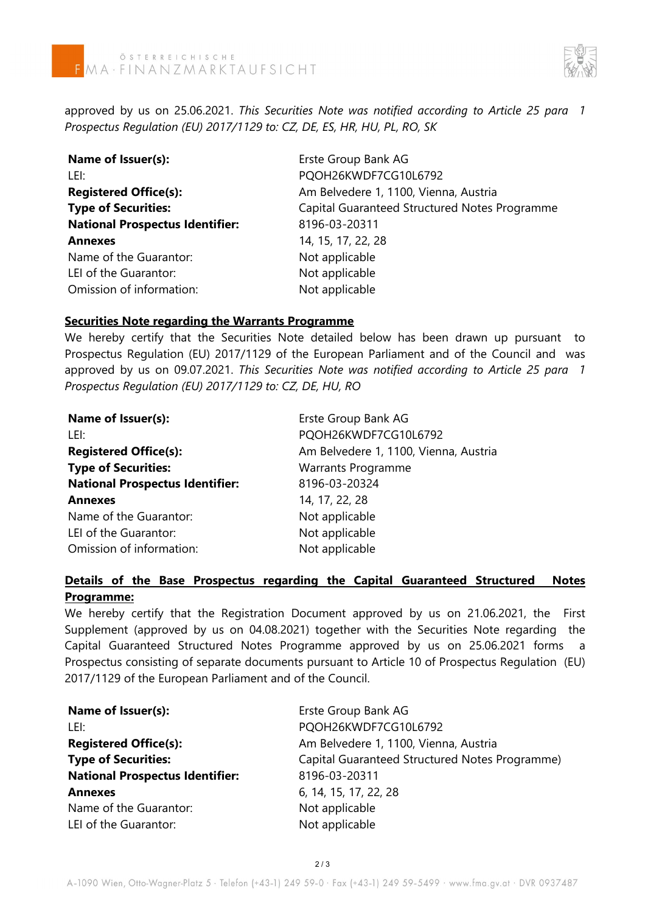approved by us on 25.06.2021. *This Securities Note was notified according to Article 25 para 1 Prospectus Regulation (EU) 2017/1129 to: CZ, DE, ES, HR, HU, PL, RO, SK*

| | |
|---|---|
| **Name of Issuer(s):** | Erste Group Bank AG |
| LEI: | PQOH26KWDF7CG10L6792 |
| **Registered Office(s):** | Am Belvedere 1, 1100, Vienna, Austria |
| **Type of Securities:** | Capital Guaranteed Structured Notes Programme |
| **National Prospectus Identifier:** | 8196-03-20311 |
| **Annexes** | 14, 15, 17, 22, 28 |
| Name of the Guarantor: | Not applicable |
| LEI of the Guarantor: | Not applicable |
| Omission of information: | Not applicable |

**Securities Note regarding the Warrants Programme**

We hereby certify that the Securities Note detailed below has been drawn up pursuant to Prospectus Regulation (EU) 2017/1129 of the European Parliament and of the Council and was approved by us on 09.07.2021. *This Securities Note was notified according to Article 25 para 1 Prospectus Regulation (EU) 2017/1129 to: CZ, DE, HU, RO*

| | |
|---|---|
| **Name of Issuer(s):** | Erste Group Bank AG |
| LEI: | PQOH26KWDF7CG10L6792 |
| **Registered Office(s):** | Am Belvedere 1, 1100, Vienna, Austria |
| **Type of Securities:** | Warrants Programme |
| **National Prospectus Identifier:** | 8196-03-20324 |
| **Annexes** | 14, 17, 22, 28 |
| Name of the Guarantor: | Not applicable |
| LEI of the Guarantor: | Not applicable |
| Omission of information: | Not applicable |

**Details of the Base Prospectus regarding the Capital Guaranteed Structured Notes Programme:**

We hereby certify that the Registration Document approved by us on 21.06.2021, the First Supplement (approved by us on 04.08.2021) together with the Securities Note regarding the Capital Guaranteed Structured Notes Programme approved by us on 25.06.2021 forms a Prospectus consisting of separate documents pursuant to Article 10 of Prospectus Regulation (EU) 2017/1129 of the European Parliament and of the Council.

| | |
|---|---|
| **Name of Issuer(s):** | Erste Group Bank AG |
| LEI: | PQOH26KWDF7CG10L6792 |
| **Registered Office(s):** | Am Belvedere 1, 1100, Vienna, Austria |
| **Type of Securities:** | Capital Guaranteed Structured Notes Programme) |
| **National Prospectus Identifier:** | 8196-03-20311 |
| **Annexes** | 6, 14, 15, 17, 22, 28 |
| Name of the Guarantor: | Not applicable |
| LEI of the Guarantor: | Not applicable |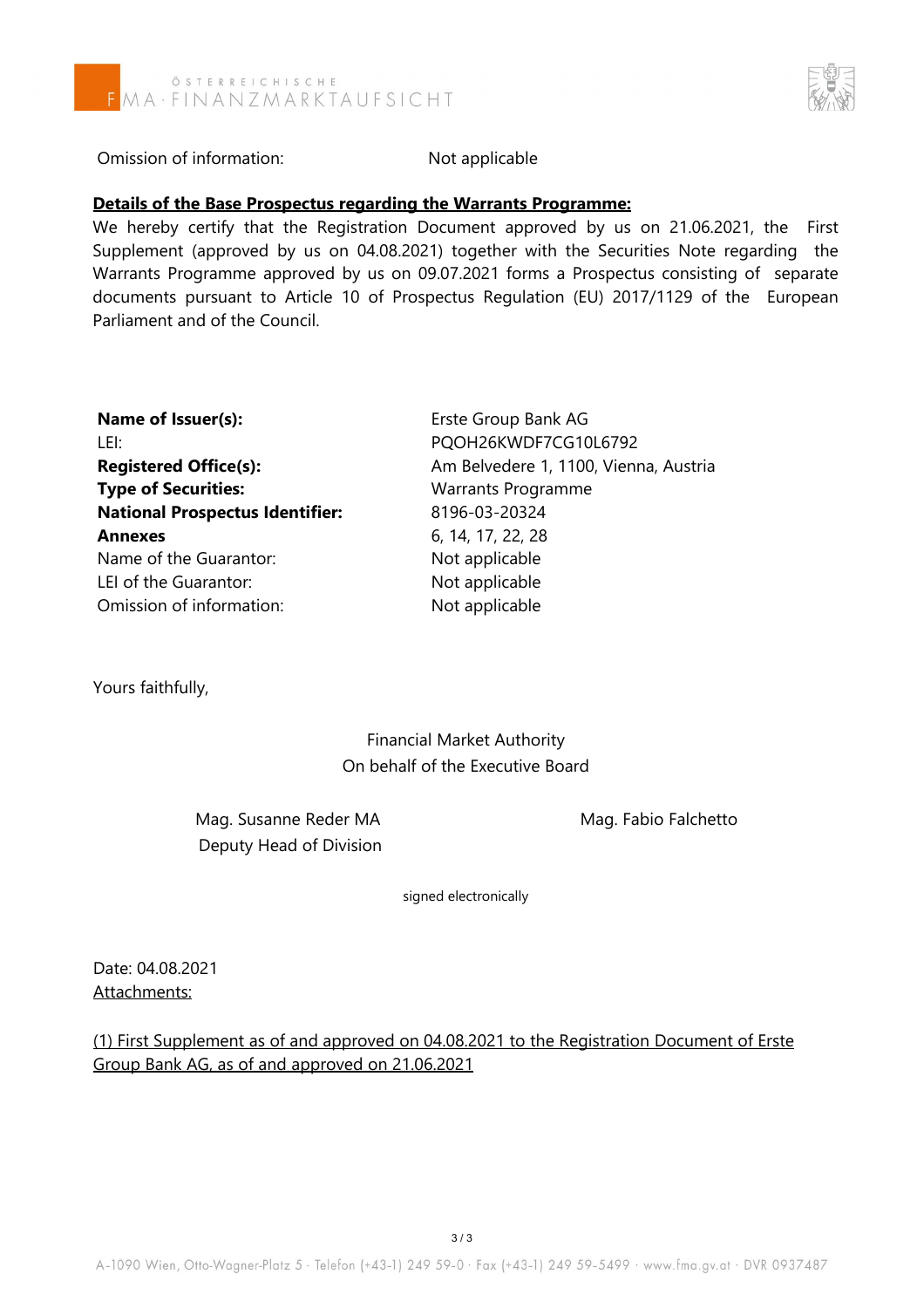| | |
|---|---|
| Omission of information: | Not applicable |

**Details of the Base Prospectus regarding the Warrants Programme:**

We hereby certify that the Registration Document approved by us on 21.06.2021, the First Supplement (approved by us on 04.08.2021) together with the Securities Note regarding the Warrants Programme approved by us on 09.07.2021 forms a Prospectus consisting of separate documents pursuant to Article 10 of Prospectus Regulation (EU) 2017/1129 of the European Parliament and of the Council.

| | |
|---|---|
| **Name of Issuer(s):** | Erste Group Bank AG |
| LEI: | PQOH26KWDF7CG10L6792 |
| **Registered Office(s):** | Am Belvedere 1, 1100, Vienna, Austria |
| **Type of Securities:** | Warrants Programme |
| **National Prospectus Identifier:** | 8196-03-20324 |
| **Annexes** | 6, 14, 17, 22, 28 |
| Name of the Guarantor: | Not applicable |
| LEI of the Guarantor: | Not applicable |
| Omission of information: | Not applicable |

Yours faithfully,

Financial Market Authority
On behalf of the Executive Board

Mag. Susanne Reder MA
Deputy Head of Division

Mag. Fabio Falchetto

signed electronically

Date: 04.08.2021

Attachments:

(1) First Supplement as of and approved on 04.08.2021 to the Registration Document of Erste Group Bank AG, as of and approved on 21.06.2021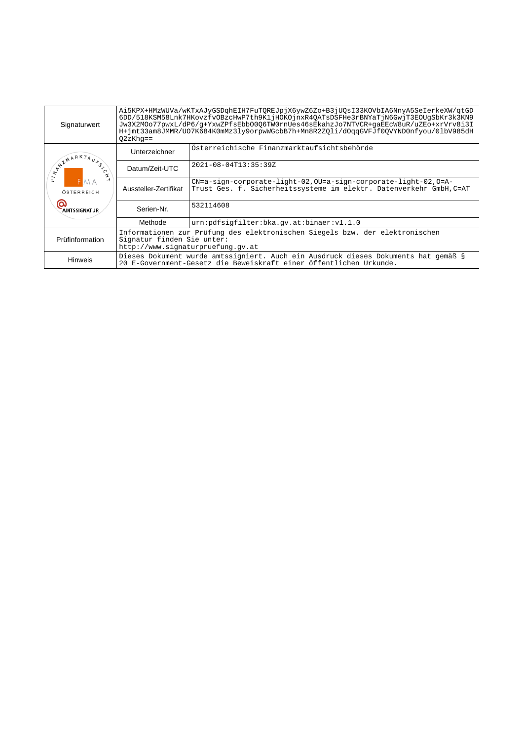| | | |
|---|---|---|
| Signaturwert | Ai5KPX+HMzWUVa/wKTxAJyGSDqhEIH7FuTQREJpjX6ywZ6Zo+B3jUQsI33KOVbIA6NnyA5SeIerkeXW/qtGD6DD/518KSM58Lnk7HKovzfvOBzcHwP7th9K1jHOKOjnxR4QATsDSFHe3rBNYaTjN6GwjT3EOUgSbKr3k3KN9Jw3X2MOo77pwxL/dP6/g+YxwZPfsEbbO0Q6TW0rnUes46sEkahzJo7NTVCR+gaEEcW8uR/uZEo+xrVrv8i3IH+jmt33am8JMMR/UO7K684K0mMz3ly9orpwWGcbB7h+Mn8R2ZQli/dOqqGVFJf0QVYND0nfyou/0lbV985dHQ2zKhg== | |
| FINANZMARKTAUFSICHT FMA ÖSTERREICH AMTSSIGNATUR | Unterzeichner | Österreichische Finanzmarktaufsichtsbehörde |
| | Datum/Zeit-UTC | 2021-08-04T13:35:39Z |
| | Aussteller-Zertifikat | CN=a-sign-corporate-light-02,OU=a-sign-corporate-light-02,O=A-Trust Ges. f. Sicherheitssysteme im elektr. Datenverkehr GmbH,C=AT |
| | Serien-Nr. | 532114608 |
| | Methode | urn:pdfsigfilter:bka.gv.at:binaer:v1.1.0 |
| Prüfinformation | Informationen zur Prüfung des elektronischen Siegels bzw. der elektronischen Signatur finden Sie unter: http://www.signaturpruefung.gv.at | |
| Hinweis | Dieses Dokument wurde amtssigniert. Auch ein Ausdruck dieses Dokuments hat gemäß § 20 E-Government-Gesetz die Beweiskraft einer öffentlichen Urkunde. | |